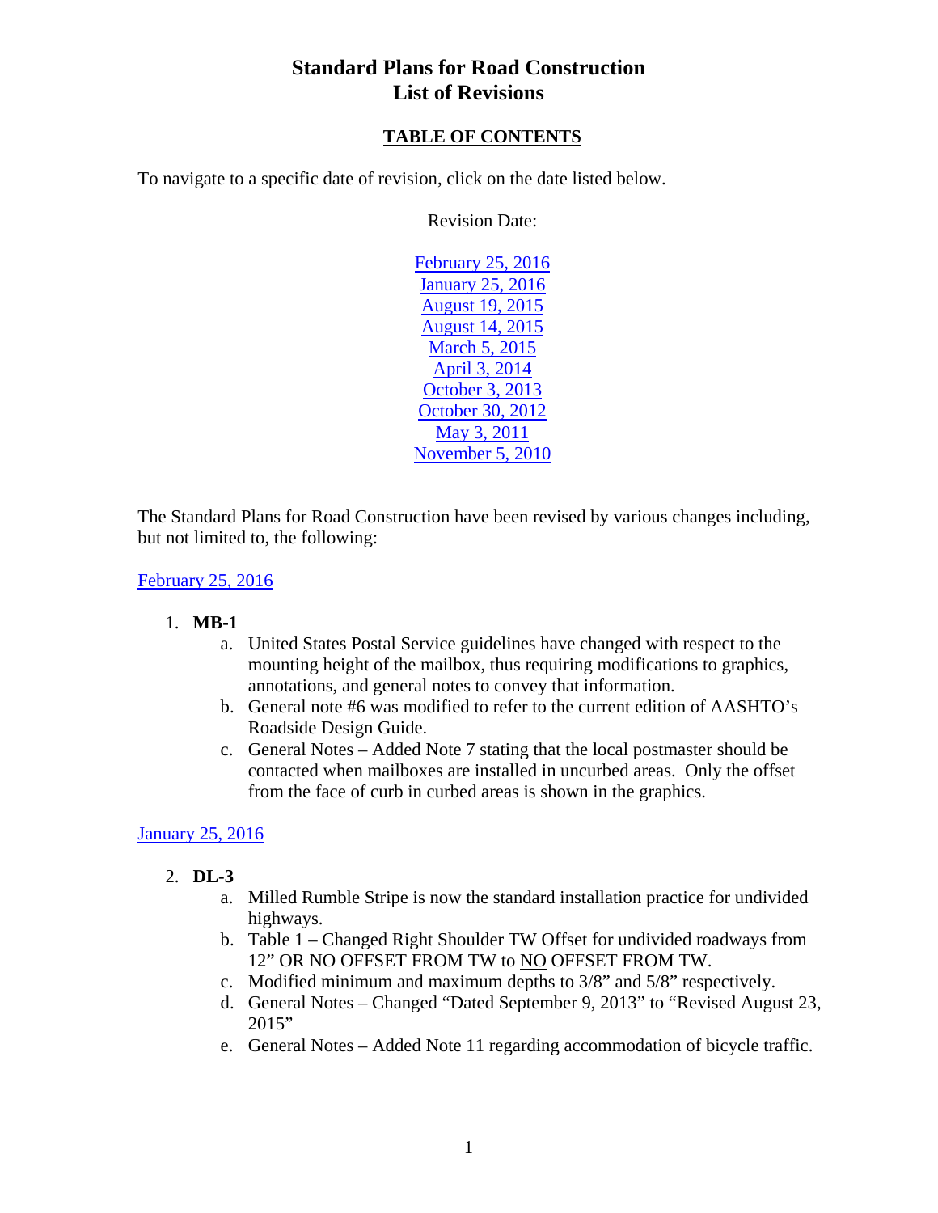# Standard Plans for Road Construction
# List of Revisions

## TABLE OF CONTENTS

To navigate to a specific date of revision, click on the date listed below.

Revision Date:

February 25, 2016
January 25, 2016
August 19, 2015
August 14, 2015
March 5, 2015
April 3, 2014
October 3, 2013
October 30, 2012
May 3, 2011
November 5, 2010

The Standard Plans for Road Construction have been revised by various changes including, but not limited to, the following:

February 25, 2016

1. **MB-1**
   a. United States Postal Service guidelines have changed with respect to the mounting height of the mailbox, thus requiring modifications to graphics, annotations, and general notes to convey that information.
   b. General note #6 was modified to refer to the current edition of AASHTO's Roadside Design Guide.
   c. General Notes – Added Note 7 stating that the local postmaster should be contacted when mailboxes are installed in uncurbed areas. Only the offset from the face of curb in curbed areas is shown in the graphics.

January 25, 2016

2. **DL-3**
   a. Milled Rumble Stripe is now the standard installation practice for undivided highways.
   b. Table 1 – Changed Right Shoulder TW Offset for undivided roadways from 12" OR NO OFFSET FROM TW to NO OFFSET FROM TW.
   c. Modified minimum and maximum depths to 3/8" and 5/8" respectively.
   d. General Notes – Changed "Dated September 9, 2013" to "Revised August 23, 2015"
   e. General Notes – Added Note 11 regarding accommodation of bicycle traffic.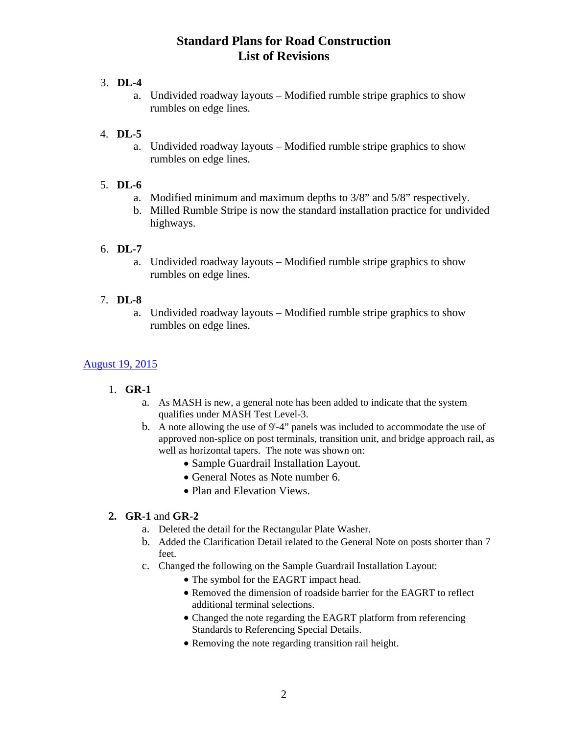# Standard Plans for Road Construction
# List of Revisions

3. **DL-4**
   a. Undivided roadway layouts – Modified rumble stripe graphics to show rumbles on edge lines.

4. **DL-5**
   a. Undivided roadway layouts – Modified rumble stripe graphics to show rumbles on edge lines.

5. **DL-6**
   a. Modified minimum and maximum depths to 3/8" and 5/8" respectively.
   b. Milled Rumble Stripe is now the standard installation practice for undivided highways.

6. **DL-7**
   a. Undivided roadway layouts – Modified rumble stripe graphics to show rumbles on edge lines.

7. **DL-8**
   a. Undivided roadway layouts – Modified rumble stripe graphics to show rumbles on edge lines.

August 19, 2015

1. **GR-1**
   a. As MASH is new, a general note has been added to indicate that the system qualifies under MASH Test Level-3.
   b. A note allowing the use of 9'-4" panels was included to accommodate the use of approved non-splice on post terminals, transition unit, and bridge approach rail, as well as horizontal tapers. The note was shown on:
      - Sample Guardrail Installation Layout.
      - General Notes as Note number 6.
      - Plan and Elevation Views.

2. **GR-1** and **GR-2**
   a. Deleted the detail for the Rectangular Plate Washer.
   b. Added the Clarification Detail related to the General Note on posts shorter than 7 feet.
   c. Changed the following on the Sample Guardrail Installation Layout:
      - The symbol for the EAGRT impact head.
      - Removed the dimension of roadside barrier for the EAGRT to reflect additional terminal selections.
      - Changed the note regarding the EAGRT platform from referencing Standards to Referencing Special Details.
      - Removing the note regarding transition rail height.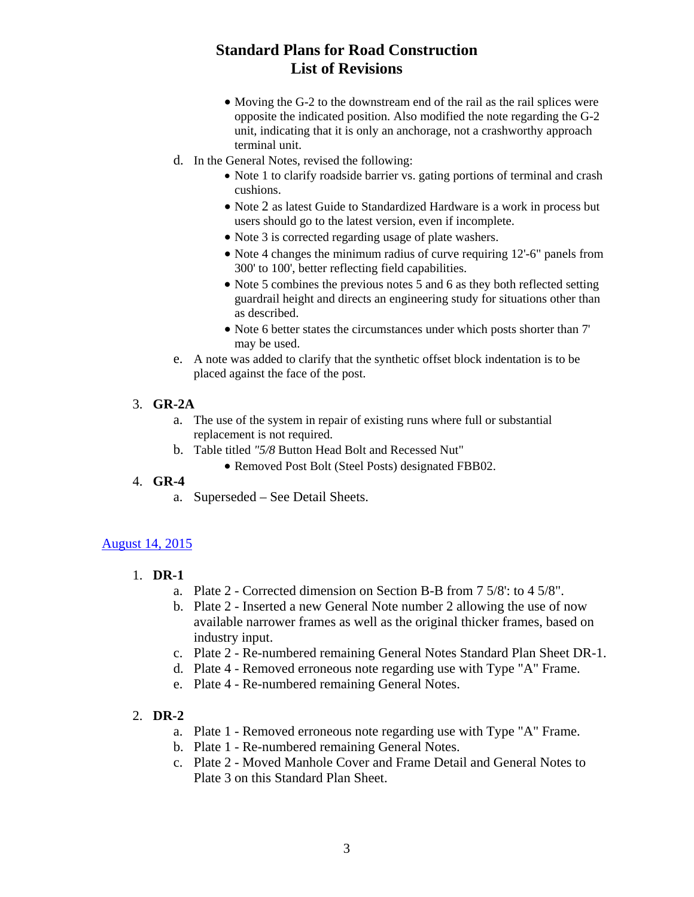# Standard Plans for Road Construction
## List of Revisions

- Moving the G-2 to the downstream end of the rail as the rail splices were opposite the indicated position. Also modified the note regarding the G-2 unit, indicating that it is only an anchorage, not a crashworthy approach terminal unit.

d. In the General Notes, revised the following:
  - Note 1 to clarify roadside barrier vs. gating portions of terminal and crash cushions.
  - Note 2 as latest Guide to Standardized Hardware is a work in process but users should go to the latest version, even if incomplete.
  - Note 3 is corrected regarding usage of plate washers.
  - Note 4 changes the minimum radius of curve requiring 12'-6" panels from 300' to 100', better reflecting field capabilities.
  - Note 5 combines the previous notes 5 and 6 as they both reflected setting guardrail height and directs an engineering study for situations other than as described.
  - Note 6 better states the circumstances under which posts shorter than 7' may be used.

e. A note was added to clarify that the synthetic offset block indentation is to be placed against the face of the post.

3. **GR-2A**
   a. The use of the system in repair of existing runs where full or substantial replacement is not required.
   b. Table titled *"5/8* Button Head Bolt and Recessed Nut"
      - Removed Post Bolt (Steel Posts) designated FBB02.

4. **GR-4**
   a. Superseded – See Detail Sheets.

August 14, 2015

1. **DR-1**
   a. Plate 2 - Corrected dimension on Section B-B from 7 5/8': to 4 5/8".
   b. Plate 2 - Inserted a new General Note number 2 allowing the use of now available narrower frames as well as the original thicker frames, based on industry input.
   c. Plate 2 - Re-numbered remaining General Notes Standard Plan Sheet DR-1.
   d. Plate 4 - Removed erroneous note regarding use with Type "A" Frame.
   e. Plate 4 - Re-numbered remaining General Notes.

2. **DR-2**
   a. Plate 1 - Removed erroneous note regarding use with Type "A" Frame.
   b. Plate 1 - Re-numbered remaining General Notes.
   c. Plate 2 - Moved Manhole Cover and Frame Detail and General Notes to Plate 3 on this Standard Plan Sheet.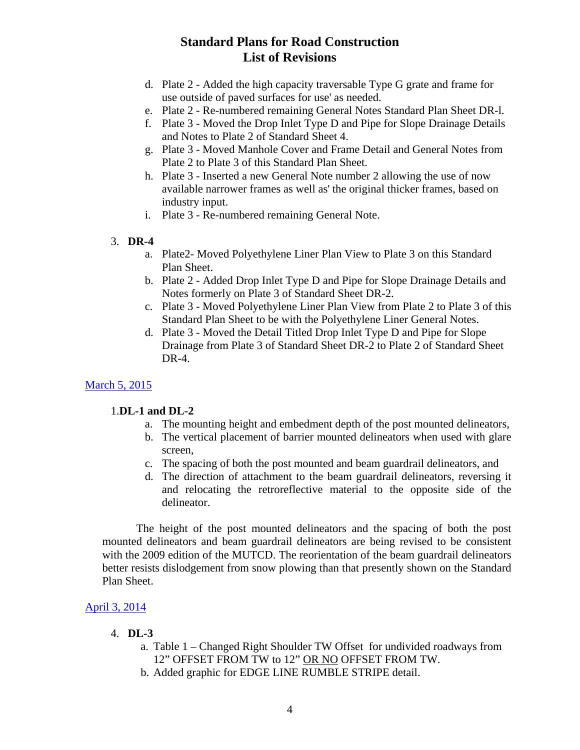# Standard Plans for Road Construction
# List of Revisions

d. Plate 2 - Added the high capacity traversable Type G grate and frame for use outside of paved surfaces for use' as needed.
e. Plate 2 - Re-numbered remaining General Notes Standard Plan Sheet DR-l.
f. Plate 3 - Moved the Drop Inlet Type D and Pipe for Slope Drainage Details and Notes to Plate 2 of Standard Sheet 4.
g. Plate 3 - Moved Manhole Cover and Frame Detail and General Notes from Plate 2 to Plate 3 of this Standard Plan Sheet.
h. Plate 3 - Inserted a new General Note number 2 allowing the use of now available narrower frames as well as' the original thicker frames, based on industry input.
i. Plate 3 - Re-numbered remaining General Note.

3. **DR-4**
   a. Plate2- Moved Polyethylene Liner Plan View to Plate 3 on this Standard Plan Sheet.
   b. Plate 2 - Added Drop Inlet Type D and Pipe for Slope Drainage Details and Notes formerly on Plate 3 of Standard Sheet DR-2.
   c. Plate 3 - Moved Polyethylene Liner Plan View from Plate 2 to Plate 3 of this Standard Plan Sheet to be with the Polyethylene Liner General Notes.
   d. Plate 3 - Moved the Detail Titled Drop Inlet Type D and Pipe for Slope Drainage from Plate 3 of Standard Sheet DR-2 to Plate 2 of Standard Sheet DR-4.

March 5, 2015

1. **DL-1 and DL-2**
   a. The mounting height and embedment depth of the post mounted delineators,
   b. The vertical placement of barrier mounted delineators when used with glare screen,
   c. The spacing of both the post mounted and beam guardrail delineators, and
   d. The direction of attachment to the beam guardrail delineators, reversing it and relocating the retroreflective material to the opposite side of the delineator.

The height of the post mounted delineators and the spacing of both the post mounted delineators and beam guardrail delineators are being revised to be consistent with the 2009 edition of the MUTCD. The reorientation of the beam guardrail delineators better resists dislodgement from snow plowing than that presently shown on the Standard Plan Sheet.

April 3, 2014

4. **DL-3**
   a. Table 1 – Changed Right Shoulder TW Offset for undivided roadways from 12" OFFSET FROM TW to 12" OR NO OFFSET FROM TW.
   b. Added graphic for EDGE LINE RUMBLE STRIPE detail.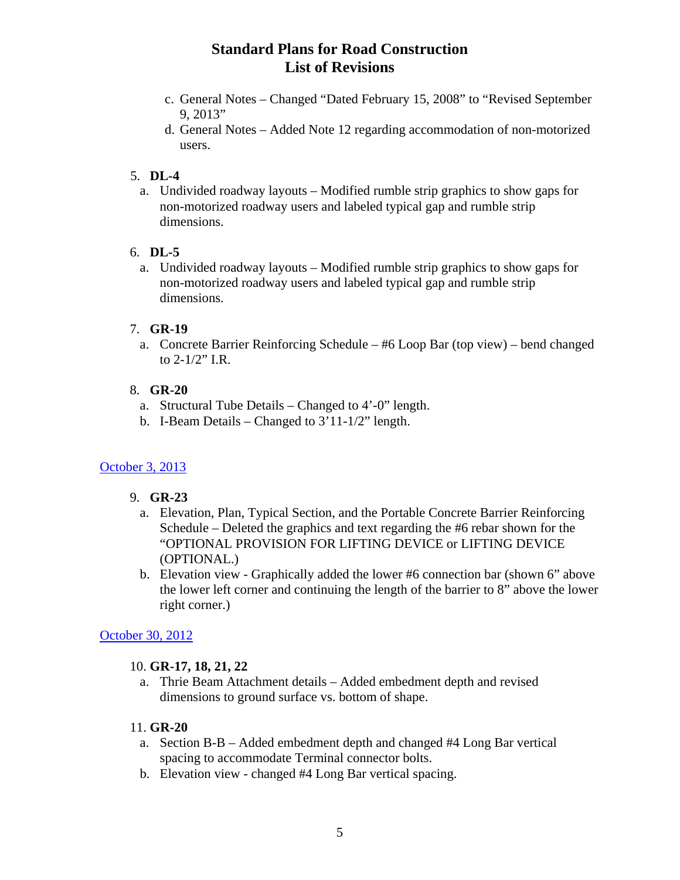# Standard Plans for Road Construction
# List of Revisions

   c. General Notes – Changed “Dated February 15, 2008” to “Revised September 9, 2013”
   d. General Notes – Added Note 12 regarding accommodation of non-motorized users.

5. **DL-4**
   a. Undivided roadway layouts – Modified rumble strip graphics to show gaps for non-motorized roadway users and labeled typical gap and rumble strip dimensions.

6. **DL-5**
   a. Undivided roadway layouts – Modified rumble strip graphics to show gaps for non-motorized roadway users and labeled typical gap and rumble strip dimensions.

7. **GR-19**
   a. Concrete Barrier Reinforcing Schedule – #6 Loop Bar (top view) – bend changed to 2-1/2” I.R.

8. **GR-20**
   a. Structural Tube Details – Changed to 4’-0” length.
   b. I-Beam Details – Changed to 3’11-1/2” length.

October 3, 2013

9. **GR-23**
   a. Elevation, Plan, Typical Section, and the Portable Concrete Barrier Reinforcing Schedule – Deleted the graphics and text regarding the #6 rebar shown for the “OPTIONAL PROVISION FOR LIFTING DEVICE or LIFTING DEVICE (OPTIONAL.)
   b. Elevation view - Graphically added the lower #6 connection bar (shown 6” above the lower left corner and continuing the length of the barrier to 8” above the lower right corner.)

October 30, 2012

10. **GR-17, 18, 21, 22**
    a. Thrie Beam Attachment details – Added embedment depth and revised dimensions to ground surface vs. bottom of shape.

11. **GR-20**
    a. Section B-B – Added embedment depth and changed #4 Long Bar vertical spacing to accommodate Terminal connector bolts.
    b. Elevation view - changed #4 Long Bar vertical spacing.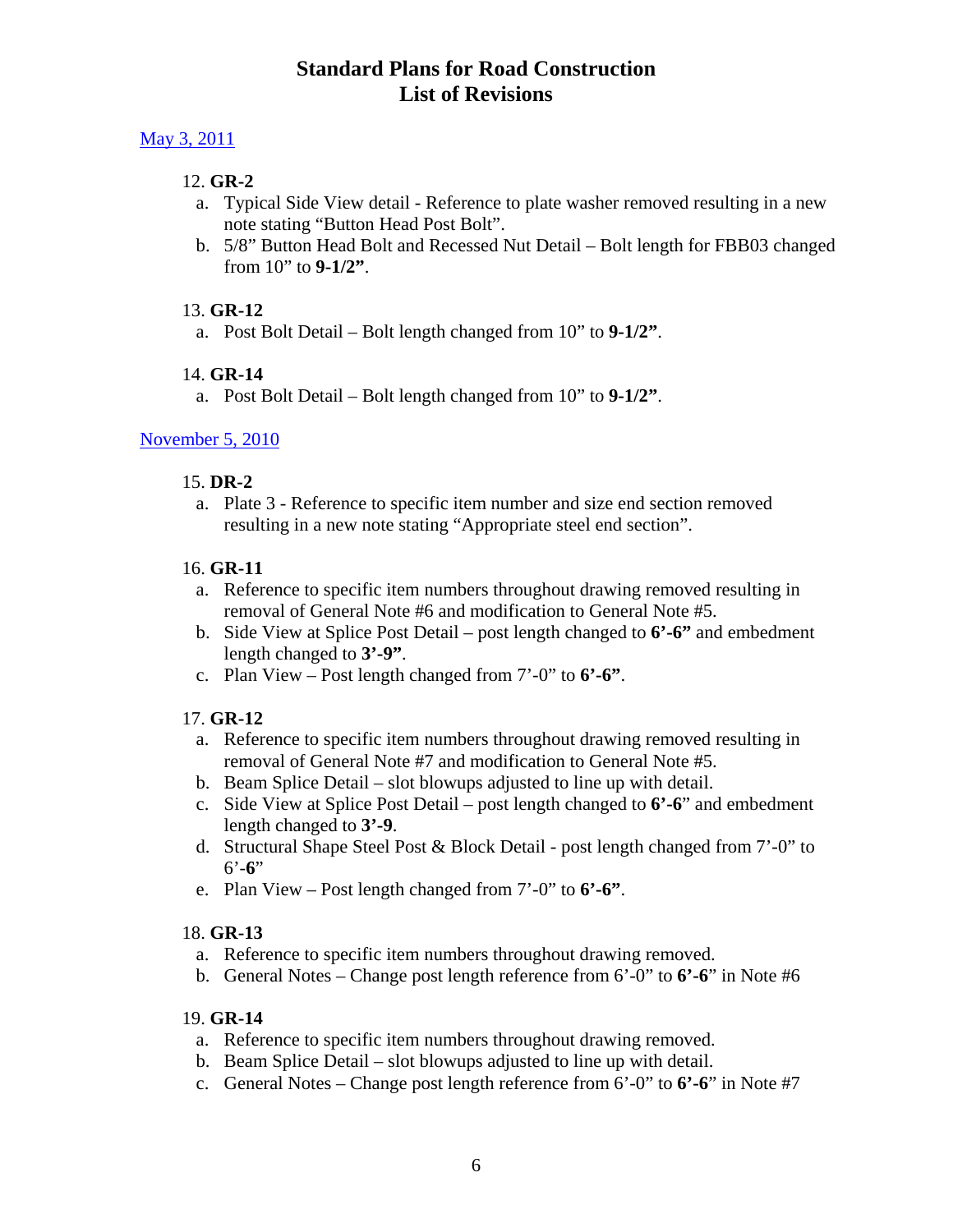# Standard Plans for Road Construction
# List of Revisions

May 3, 2011

12. **GR-2**
    a. Typical Side View detail - Reference to plate washer removed resulting in a new note stating “Button Head Post Bolt”.
    b. 5/8” Button Head Bolt and Recessed Nut Detail – Bolt length for FBB03 changed from 10” to **9-1/2”**.

13. **GR-12**
    a. Post Bolt Detail – Bolt length changed from 10” to **9-1/2”**.

14. **GR-14**
    a. Post Bolt Detail – Bolt length changed from 10” to **9-1/2”**.

November 5, 2010

15. **DR-2**
    a. Plate 3 - Reference to specific item number and size end section removed resulting in a new note stating “Appropriate steel end section”.

16. **GR-11**
    a. Reference to specific item numbers throughout drawing removed resulting in removal of General Note #6 and modification to General Note #5.
    b. Side View at Splice Post Detail – post length changed to **6’-6”** and embedment length changed to **3’-9”**.
    c. Plan View – Post length changed from 7’-0” to **6’-6”**.

17. **GR-12**
    a. Reference to specific item numbers throughout drawing removed resulting in removal of General Note #7 and modification to General Note #5.
    b. Beam Splice Detail – slot blowups adjusted to line up with detail.
    c. Side View at Splice Post Detail – post length changed to **6’-6**” and embedment length changed to **3’-9**.
    d. Structural Shape Steel Post & Block Detail - post length changed from 7’-0” to 6’-**6**”
    e. Plan View – Post length changed from 7’-0” to **6’-6”**.

18. **GR-13**
    a. Reference to specific item numbers throughout drawing removed.
    b. General Notes – Change post length reference from 6’-0” to **6’-6**” in Note #6

19. **GR-14**
    a. Reference to specific item numbers throughout drawing removed.
    b. Beam Splice Detail – slot blowups adjusted to line up with detail.
    c. General Notes – Change post length reference from 6’-0” to **6’-6**” in Note #7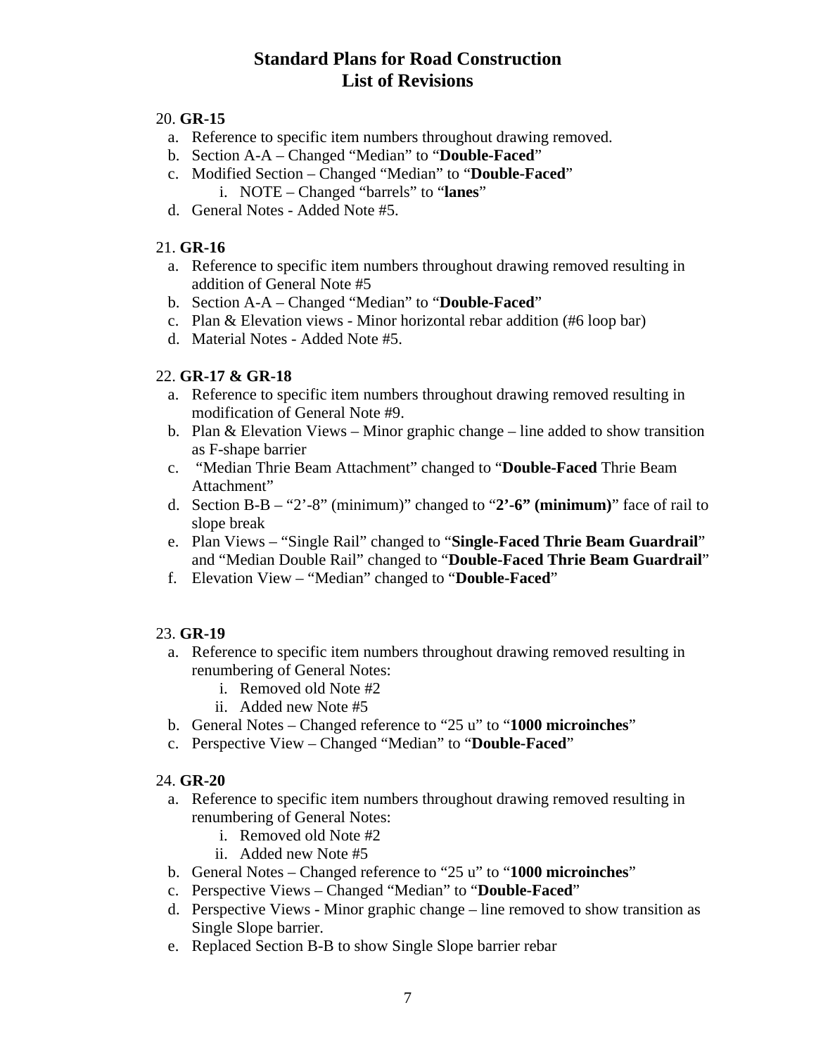# Standard Plans for Road Construction
# List of Revisions

20. **GR-15**
    a. Reference to specific item numbers throughout drawing removed.
    b. Section A-A – Changed "Median" to "**Double-Faced**"
    c. Modified Section – Changed "Median" to "**Double-Faced**"
        i. NOTE – Changed "barrels" to "**lanes**"
    d. General Notes - Added Note #5.

21. **GR-16**
    a. Reference to specific item numbers throughout drawing removed resulting in addition of General Note #5
    b. Section A-A – Changed "Median" to "**Double-Faced**"
    c. Plan & Elevation views - Minor horizontal rebar addition (#6 loop bar)
    d. Material Notes - Added Note #5.

22. **GR-17 & GR-18**
    a. Reference to specific item numbers throughout drawing removed resulting in modification of General Note #9.
    b. Plan & Elevation Views – Minor graphic change – line added to show transition as F-shape barrier
    c. "Median Thrie Beam Attachment" changed to "**Double-Faced** Thrie Beam Attachment"
    d. Section B-B – "2'-8" (minimum)" changed to "**2'-6" (minimum)**" face of rail to slope break
    e. Plan Views – "Single Rail" changed to "**Single-Faced Thrie Beam Guardrail**" and "Median Double Rail" changed to "**Double-Faced Thrie Beam Guardrail**"
    f. Elevation View – "Median" changed to "**Double-Faced**"

23. **GR-19**
    a. Reference to specific item numbers throughout drawing removed resulting in renumbering of General Notes:
        i. Removed old Note #2
        ii. Added new Note #5
    b. General Notes – Changed reference to "25 u" to "**1000 microinches**"
    c. Perspective View – Changed "Median" to "**Double-Faced**"

24. **GR-20**
    a. Reference to specific item numbers throughout drawing removed resulting in renumbering of General Notes:
        i. Removed old Note #2
        ii. Added new Note #5
    b. General Notes – Changed reference to "25 u" to "**1000 microinches**"
    c. Perspective Views – Changed "Median" to "**Double-Faced**"
    d. Perspective Views - Minor graphic change – line removed to show transition as Single Slope barrier.
    e. Replaced Section B-B to show Single Slope barrier rebar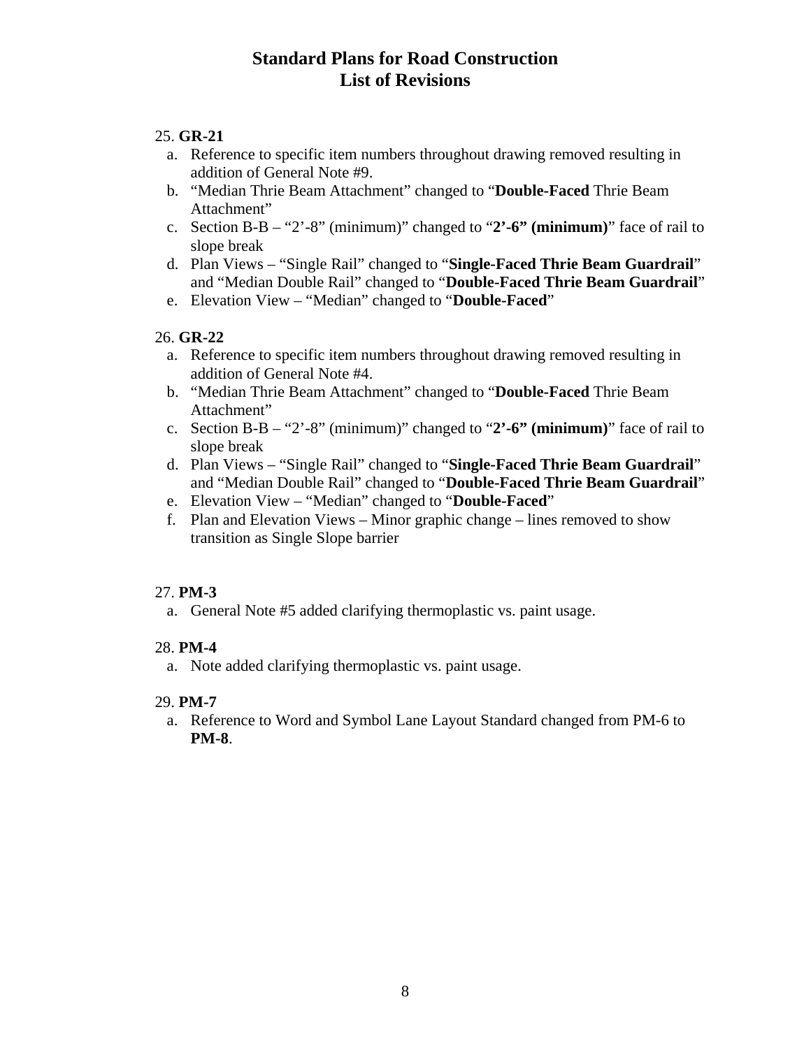# Standard Plans for Road Construction
# List of Revisions

25. **GR-21**
   a. Reference to specific item numbers throughout drawing removed resulting in addition of General Note #9.
   b. "Median Thrie Beam Attachment" changed to "**Double-Faced** Thrie Beam Attachment"
   c. Section B-B – "2'-8" (minimum)" changed to "**2'-6" (minimum)**" face of rail to slope break
   d. Plan Views – "Single Rail" changed to "**Single-Faced Thrie Beam Guardrail**" and "Median Double Rail" changed to "**Double-Faced Thrie Beam Guardrail**"
   e. Elevation View – "Median" changed to "**Double-Faced**"

26. **GR-22**
   a. Reference to specific item numbers throughout drawing removed resulting in addition of General Note #4.
   b. "Median Thrie Beam Attachment" changed to "**Double-Faced** Thrie Beam Attachment"
   c. Section B-B – "2'-8" (minimum)" changed to "**2'-6" (minimum)**" face of rail to slope break
   d. Plan Views – "Single Rail" changed to "**Single-Faced Thrie Beam Guardrail**" and "Median Double Rail" changed to "**Double-Faced Thrie Beam Guardrail**"
   e. Elevation View – "Median" changed to "**Double-Faced**"
   f. Plan and Elevation Views – Minor graphic change – lines removed to show transition as Single Slope barrier

27. **PM-3**
   a. General Note #5 added clarifying thermoplastic vs. paint usage.

28. **PM-4**
   a. Note added clarifying thermoplastic vs. paint usage.

29. **PM-7**
   a. Reference to Word and Symbol Lane Layout Standard changed from PM-6 to **PM-8**.